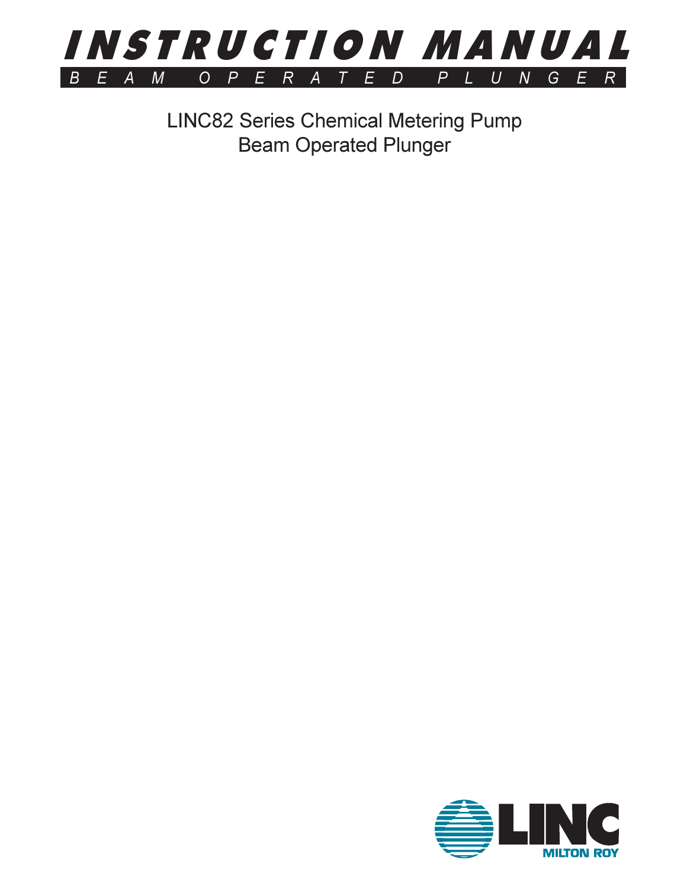# INSTRUCTION MANUAL

## BEAM OPERATED PLUNGER

LINC82 Series Chemical Metering Pump
Beam Operated Plunger

LINC
MILTON ROY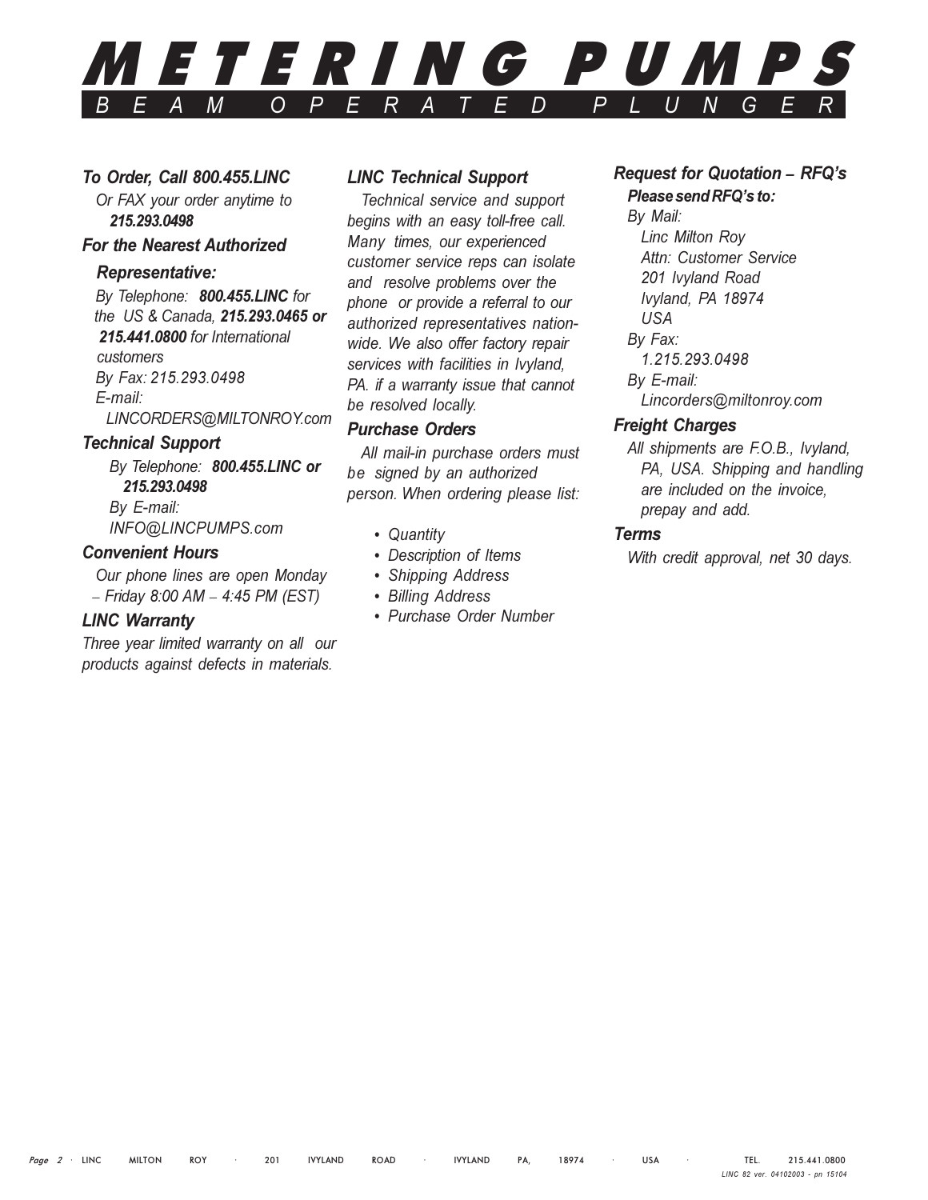# METERING PUMPS

## BEAM OPERATED PLUNGER

### *To Order, Call 800.455.LINC*

*Or FAX your order anytime to* ***215.293.0498***

### *For the Nearest Authorized Representative:*

*By Telephone:* ***800.455.LINC*** *for the US & Canada,* ***215.293.0465 or 215.441.0800*** *for International customers*

*By Fax: 215.293.0498*

*E-mail:*

*LINCORDERS@MILTONROY.com*

### *Technical Support*

*By Telephone:* ***800.455.LINC or 215.293.0498***

*By E-mail:*

*INFO@LINCPUMPS.com*

### *Convenient Hours*

*Our phone lines are open Monday – Friday 8:00 AM – 4:45 PM (EST)*

### *LINC Warranty*

*Three year limited warranty on all our products against defects in materials.*

### *LINC Technical Support*

*Technical service and support begins with an easy toll-free call. Many times, our experienced customer service reps can isolate and resolve problems over the phone or provide a referral to our authorized representatives nation-wide. We also offer factory repair services with facilities in Ivyland, PA. if a warranty issue that cannot be resolved locally.*

### *Purchase Orders*

*All mail-in purchase orders must be signed by an authorized person. When ordering please list:*

- *Quantity*
- *Description of Items*
- *Shipping Address*
- *Billing Address*
- *Purchase Order Number*

### *Request for Quotation – RFQ's*

***Please send RFQ's to:***

*By Mail:*

*Linc Milton Roy*
*Attn: Customer Service*
*201 Ivyland Road*
*Ivyland, PA 18974*
*USA*

*By Fax:*

*1.215.293.0498*

*By E-mail:*

*Lincorders@miltonroy.com*

### *Freight Charges*

*All shipments are F.O.B., Ivyland, PA, USA. Shipping and handling are included on the invoice, prepay and add.*

### *Terms*

*With credit approval, net 30 days.*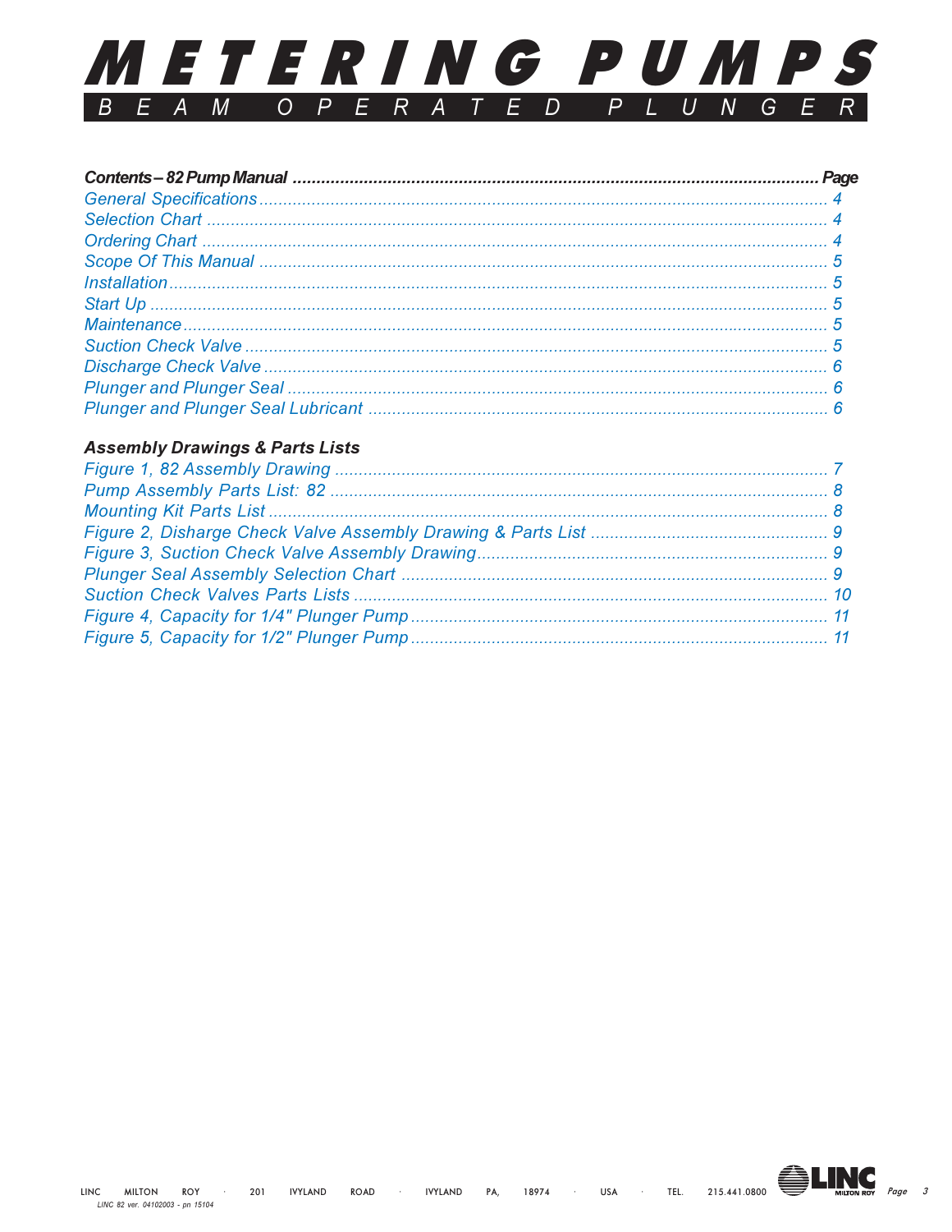# METERING PUMPS

## BEAM OPERATED PLUNGER

| Contents – 82 Pump Manual | Page |
|---|---|
| General Specifications | 4 |
| Selection Chart | 4 |
| Ordering Chart | 4 |
| Scope Of This Manual | 5 |
| Installation | 5 |
| Start Up | 5 |
| Maintenance | 5 |
| Suction Check Valve | 5 |
| Discharge Check Valve | 6 |
| Plunger and Plunger Seal | 6 |
| Plunger and Plunger Seal Lubricant | 6 |

**Assembly Drawings & Parts Lists**

| | |
|---|---|
| Figure 1, 82 Assembly Drawing | 7 |
| Pump Assembly Parts List: 82 | 8 |
| Mounting Kit Parts List | 8 |
| Figure 2, Disharge Check Valve Assembly Drawing & Parts List | 9 |
| Figure 3, Suction Check Valve Assembly Drawing | 9 |
| Plunger Seal Assembly Selection Chart | 9 |
| Suction Check Valves Parts Lists | 10 |
| Figure 4, Capacity for 1/4" Plunger Pump | 11 |
| Figure 5, Capacity for 1/2" Plunger Pump | 11 |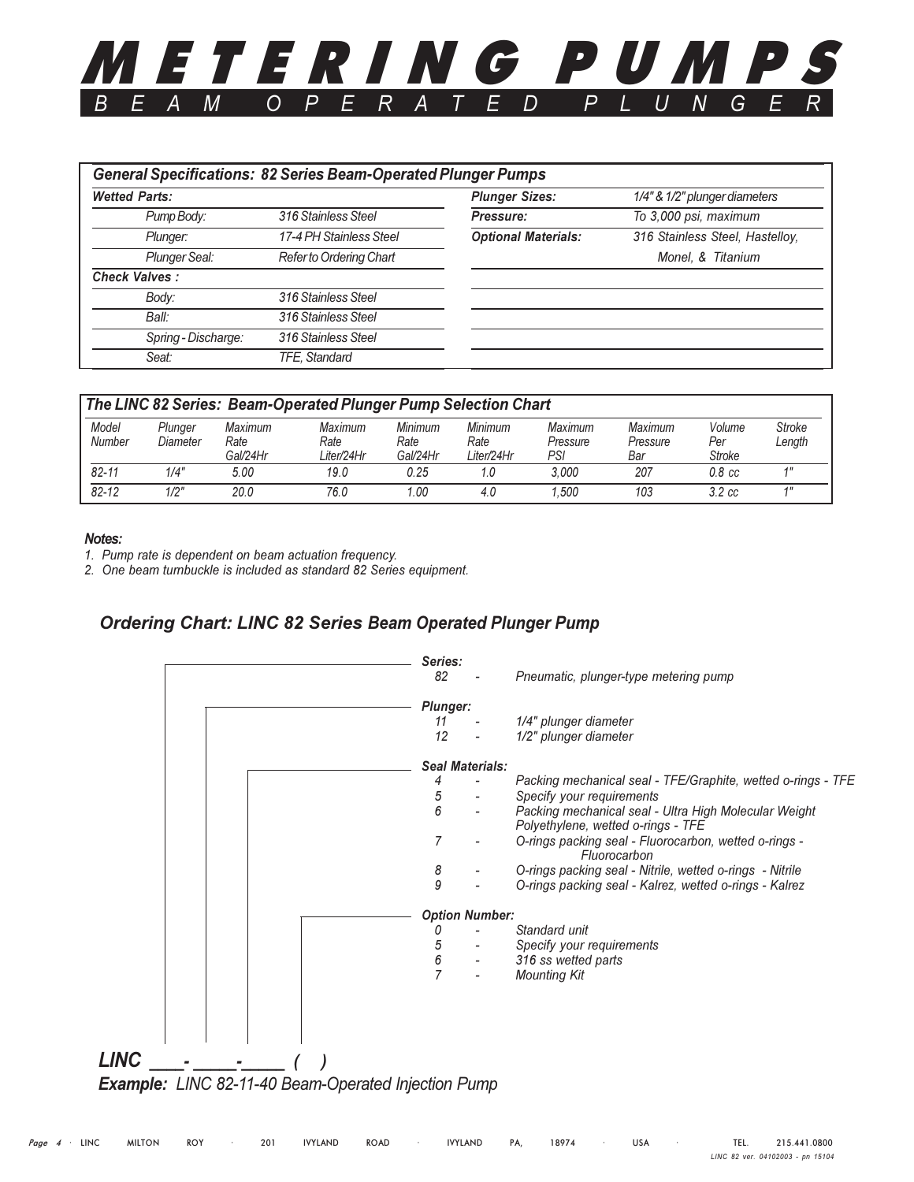# METERING PUMPS

## BEAM OPERATED PLUNGER

| General Specifications: 82 Series Beam-Operated Plunger Pumps | | | |
|---|---|---|---|
| **Wetted Parts:** | | **Plunger Sizes:** | 1/4" & 1/2" plunger diameters |
| Pump Body: | 316 Stainless Steel | **Pressure:** | To 3,000 psi, maximum |
| Plunger: | 17-4 PH Stainless Steel | **Optional Materials:** | 316 Stainless Steel, Hastelloy, |
| Plunger Seal: | Refer to Ordering Chart | | Monel, & Titanium |
| **Check Valves :** | | | |
| Body: | 316 Stainless Steel | | |
| Ball: | 316 Stainless Steel | | |
| Spring - Discharge: | 316 Stainless Steel | | |
| Seat: | TFE, Standard | | |

**The LINC 82 Series: Beam-Operated Plunger Pump Selection Chart**

| Model Number | Plunger Diameter | Maximum Rate Gal/24Hr | Maximum Rate Liter/24Hr | Minimum Rate Gal/24Hr | Minimum Rate Liter/24Hr | Maximum Pressure PSI | Maximum Pressure Bar | Volume Per Stroke | Stroke Length |
|---|---|---|---|---|---|---|---|---|---|
| 82-11 | 1/4" | 5.00 | 19.0 | 0.25 | 1.0 | 3,000 | 207 | 0.8 cc | 1" |
| 82-12 | 1/2" | 20.0 | 76.0 | 1.00 | 4.0 | 1,500 | 103 | 3.2 cc | 1" |

**Notes:**

1. Pump rate is dependent on beam actuation frequency.
2. One beam turnbuckle is included as standard 82 Series equipment.

### Ordering Chart: LINC 82 Series Beam Operated Plunger Pump

**Series:**
- 82 - Pneumatic, plunger-type metering pump

**Plunger:**
- 11 - 1/4" plunger diameter
- 12 - 1/2" plunger diameter

**Seal Materials:**
- 4 - Packing mechanical seal - TFE/Graphite, wetted o-rings - TFE
- 5 - Specify your requirements
- 6 - Packing mechanical seal - Ultra High Molecular Weight Polyethylene, wetted o-rings - TFE
- 7 - O-rings packing seal - Fluorocarbon, wetted o-rings - Fluorocarbon
- 8 - O-rings packing seal - Nitrile, wetted o-rings - Nitrile
- 9 - O-rings packing seal - Kalrez, wetted o-rings - Kalrez

**Option Number:**
- 0 - Standard unit
- 5 - Specify your requirements
- 6 - 316 ss wetted parts
- 7 - Mounting Kit

**LINC** ____- _____-_____ (   )

**Example:** LINC 82-11-40 Beam-Operated Injection Pump

LINC MILTON ROY · 201 IVYLAND ROAD · IVYLAND PA, 18974 · USA · TEL. 215.441.0800

LINC 82 ver. 04102003 - pn 15104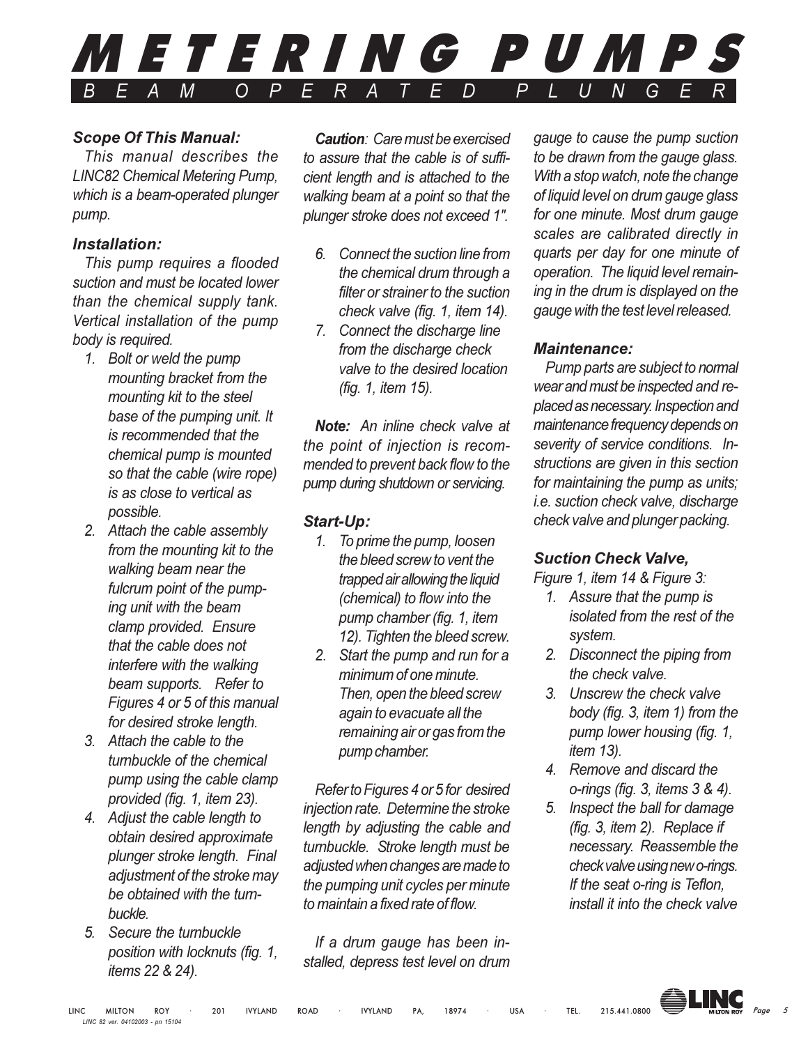# METERING PUMPS

BEAM OPERATED PLUNGER

### *Scope Of This Manual:*

*This manual describes the LINC82 Chemical Metering Pump, which is a beam-operated plunger pump.*

### *Installation:*

*This pump requires a flooded suction and must be located lower than the chemical supply tank. Vertical installation of the pump body is required.*

1. *Bolt or weld the pump mounting bracket from the mounting kit to the steel base of the pumping unit. It is recommended that the chemical pump is mounted so that the cable (wire rope) is as close to vertical as possible.*
2. *Attach the cable assembly from the mounting kit to the walking beam near the fulcrum point of the pumping unit with the beam clamp provided. Ensure that the cable does not interfere with the walking beam supports. Refer to Figures 4 or 5 of this manual for desired stroke length.*
3. *Attach the cable to the turnbuckle of the chemical pump using the cable clamp provided (fig. 1, item 23).*
4. *Adjust the cable length to obtain desired approximate plunger stroke length. Final adjustment of the stroke may be obtained with the turnbuckle.*
5. *Secure the turnbuckle position with locknuts (fig. 1, items 22 & 24).*

***Caution**: Care must be exercised to assure that the cable is of sufficient length and is attached to the walking beam at a point so that the plunger stroke does not exceed 1".*

6. *Connect the suction line from the chemical drum through a filter or strainer to the suction check valve (fig. 1, item 14).*
7. *Connect the discharge line from the discharge check valve to the desired location (fig. 1, item 15).*

***Note:** An inline check valve at the point of injection is recommended to prevent back flow to the pump during shutdown or servicing.*

### *Start-Up:*

1. *To prime the pump, loosen the bleed screw to vent the trapped air allowing the liquid (chemical) to flow into the pump chamber (fig. 1, item 12). Tighten the bleed screw.*
2. *Start the pump and run for a minimum of one minute. Then, open the bleed screw again to evacuate all the remaining air or gas from the pump chamber.*

*Refer to Figures 4 or 5 for desired injection rate. Determine the stroke length by adjusting the cable and turnbuckle. Stroke length must be adjusted when changes are made to the pumping unit cycles per minute to maintain a fixed rate of flow.*

*If a drum gauge has been installed, depress test level on drum gauge to cause the pump suction to be drawn from the gauge glass. With a stop watch, note the change of liquid level on drum gauge glass for one minute. Most drum gauge scales are calibrated directly in quarts per day for one minute of operation. The liquid level remaining in the drum is displayed on the gauge with the test level released.*

### *Maintenance:*

*Pump parts are subject to normal wear and must be inspected and replaced as necessary. Inspection and maintenance frequency depends on severity of service conditions. Instructions are given in this section for maintaining the pump as units; i.e. suction check valve, discharge check valve and plunger packing.*

### *Suction Check Valve,*

*Figure 1, item 14 & Figure 3:*

1. *Assure that the pump is isolated from the rest of the system.*
2. *Disconnect the piping from the check valve.*
3. *Unscrew the check valve body (fig. 3, item 1) from the pump lower housing (fig. 1, item 13).*
4. *Remove and discard the o-rings (fig. 3, items 3 & 4).*
5. *Inspect the ball for damage (fig. 3, item 2). Replace if necessary. Reassemble the check valve using new o-rings. If the seat o-ring is Teflon, install it into the check valve*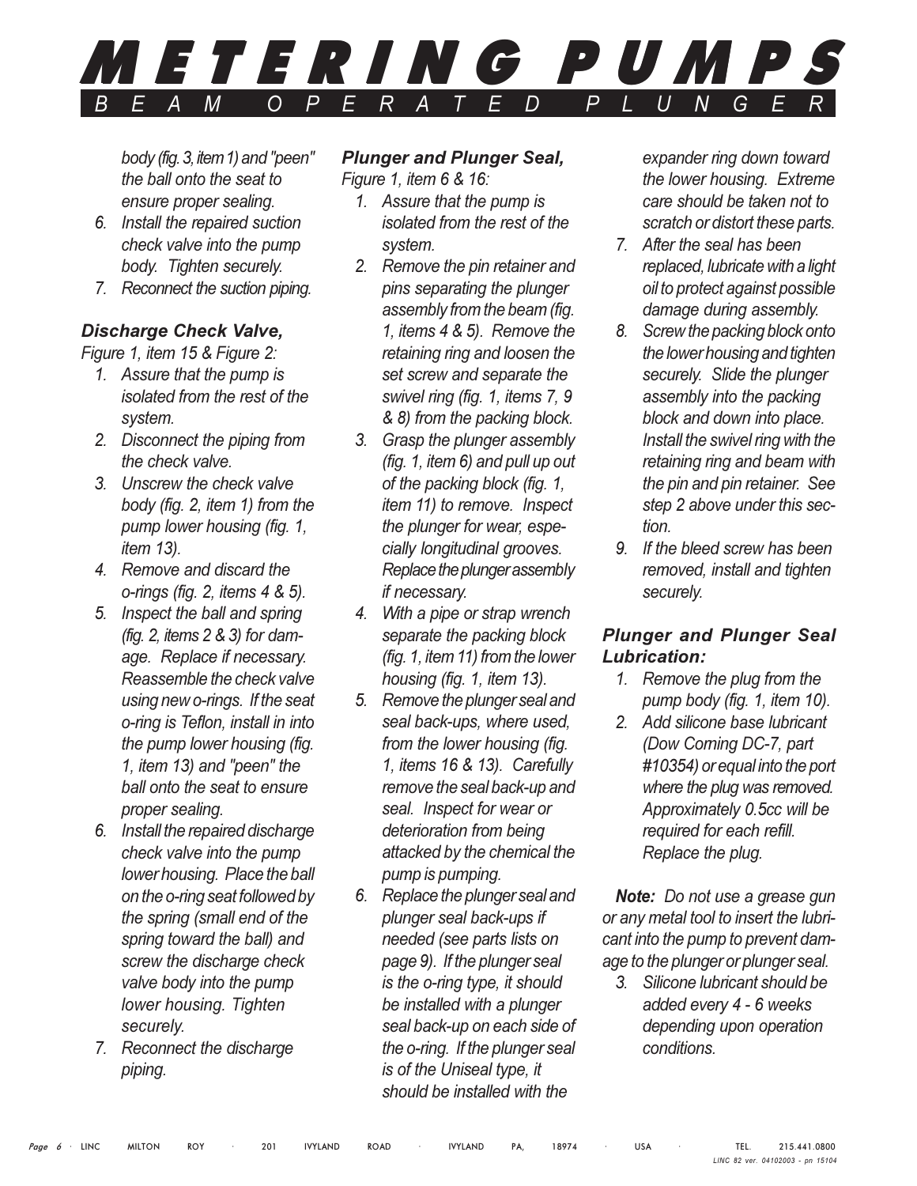body (fig. 3, item 1) and "peen" the ball onto the seat to ensure proper sealing.

6. Install the repaired suction check valve into the pump body. Tighten securely.
7. Reconnect the suction piping.

### Discharge Check Valve,

*Figure 1, item 15 & Figure 2:*

1. Assure that the pump is isolated from the rest of the system.
2. Disconnect the piping from the check valve.
3. Unscrew the check valve body (fig. 2, item 1) from the pump lower housing (fig. 1, item 13).
4. Remove and discard the o-rings (fig. 2, items 4 & 5).
5. Inspect the ball and spring (fig. 2, items 2 & 3) for damage. Replace if necessary. Reassemble the check valve using new o-rings. If the seat o-ring is Teflon, install in into the pump lower housing (fig. 1, item 13) and "peen" the ball onto the seat to ensure proper sealing.
6. Install the repaired discharge check valve into the pump lower housing. Place the ball on the o-ring seat followed by the spring (small end of the spring toward the ball) and screw the discharge check valve body into the pump lower housing. Tighten securely.
7. Reconnect the discharge piping.

### Plunger and Plunger Seal,

*Figure 1, item 6 & 16:*

1. Assure that the pump is isolated from the rest of the system.
2. Remove the pin retainer and pins separating the plunger assembly from the beam (fig. 1, items 4 & 5). Remove the retaining ring and loosen the set screw and separate the swivel ring (fig. 1, items 7, 9 & 8) from the packing block.
3. Grasp the plunger assembly (fig. 1, item 6) and pull up out of the packing block (fig. 1, item 11) to remove. Inspect the plunger for wear, especially longitudinal grooves. Replace the plunger assembly if necessary.
4. With a pipe or strap wrench separate the packing block (fig. 1, item 11) from the lower housing (fig. 1, item 13).
5. Remove the plunger seal and seal back-ups, where used, from the lower housing (fig. 1, items 16 & 13). Carefully remove the seal back-up and seal. Inspect for wear or deterioration from being attacked by the chemical the pump is pumping.
6. Replace the plunger seal and plunger seal back-ups if needed (see parts lists on page 9). If the plunger seal is the o-ring type, it should be installed with a plunger seal back-up on each side of the o-ring. If the plunger seal is of the Uniseal type, it should be installed with the expander ring down toward the lower housing. Extreme care should be taken not to scratch or distort these parts.
7. After the seal has been replaced, lubricate with a light oil to protect against possible damage during assembly.
8. Screw the packing block onto the lower housing and tighten securely. Slide the plunger assembly into the packing block and down into place. Install the swivel ring with the retaining ring and beam with the pin and pin retainer. See step 2 above under this section.
9. If the bleed screw has been removed, install and tighten securely.

### Plunger and Plunger Seal Lubrication:

1. Remove the plug from the pump body (fig. 1, item 10).
2. Add silicone base lubricant (Dow Corning DC-7, part #10354) or equal into the port where the plug was removed. Approximately 0.5cc will be required for each refill. Replace the plug.

***Note:*** *Do not use a grease gun or any metal tool to insert the lubricant into the pump to prevent damage to the plunger or plunger seal.*

3. Silicone lubricant should be added every 4 - 6 weeks depending upon operation conditions.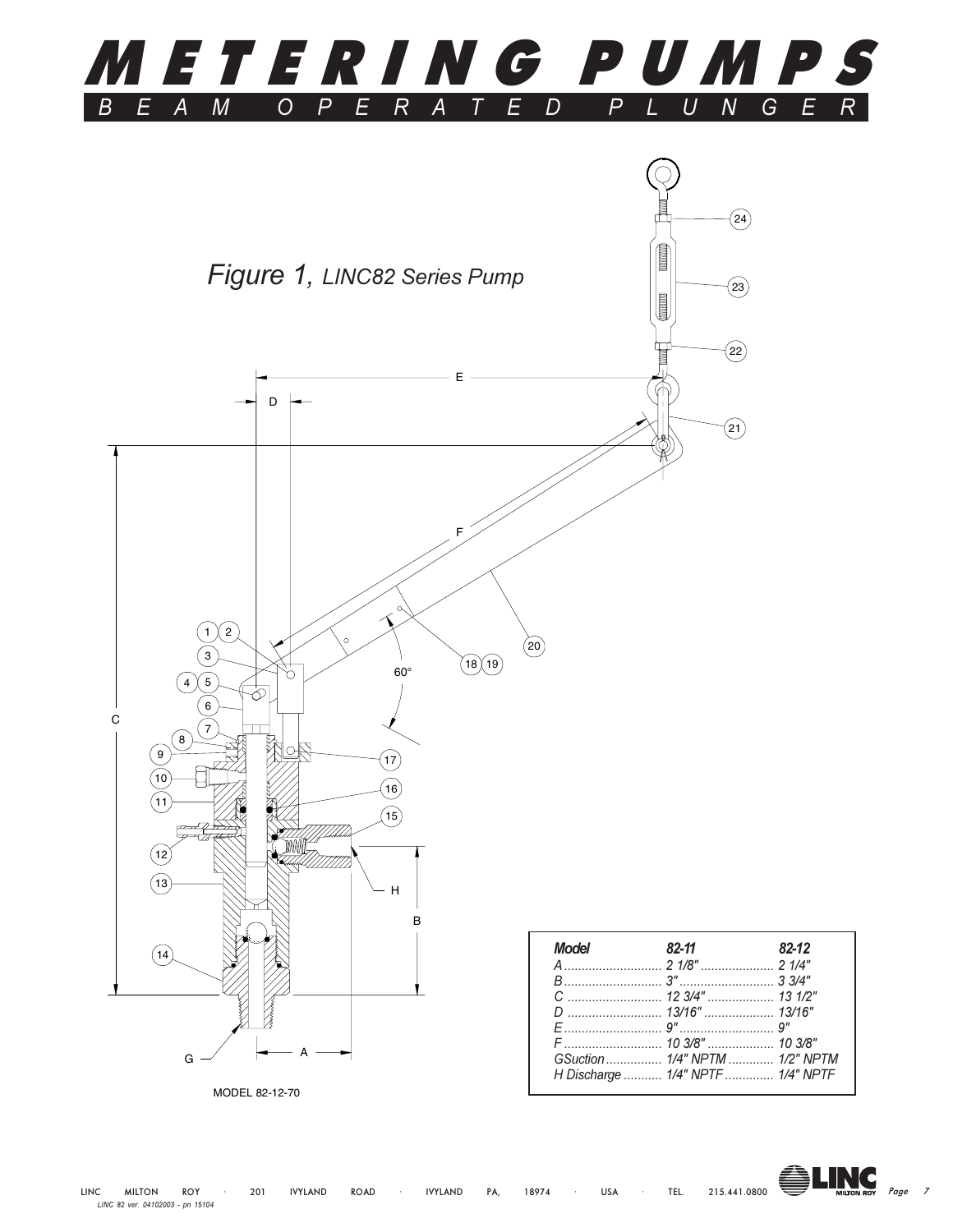# METERING PUMPS

## BEAM OPERATED PLUNGER

*Figure 1, LINC82 Series Pump*

| Model | 82-11 | 82-12 |
|---|---|---|
| A | 2 1/8" | 2 1/4" |
| B | 3" | 3 3/4" |
| C | 12 3/4" | 13 1/2" |
| D | 13/16" | 13/16" |
| E | 9" | 9" |
| F | 10 3/8" | 10 3/8" |
| GSuction | 1/4" NPTM | 1/2" NPTM |
| H Discharge | 1/4" NPTF | 1/4" NPTF |

MODEL 82-12-70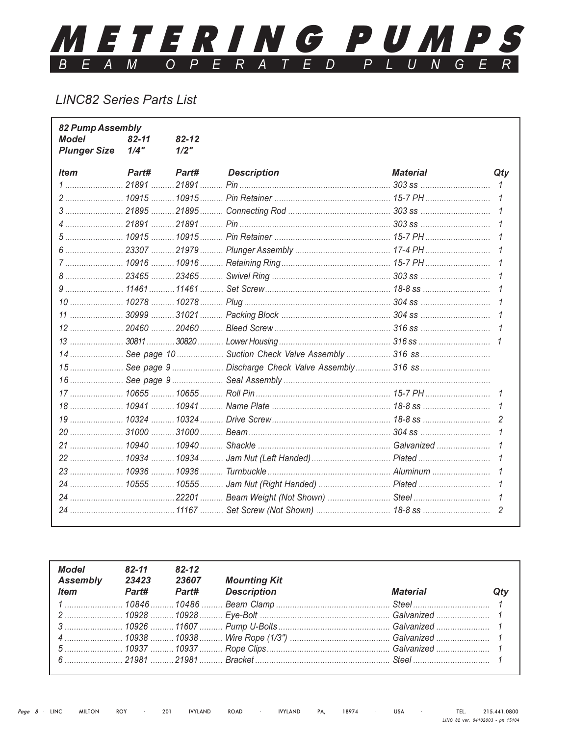# METERING PUMPS

## BEAM OPERATED PLUNGER

### LINC82 Series Parts List

| **82 Pump Assembly** | | | | | |
|---|---|---|---|---|---|
| **Model** | **82-11** | **82-12** | | | |
| **Plunger Size** | **1/4"** | **1/2"** | | | |
| **Item** | **Part#** | **Part#** | **Description** | **Material** | **Qty** |
| 1 | 21891 | 21891 | Pin | 303 ss | 1 |
| 2 | 10915 | 10915 | Pin Retainer | 15-7 PH | 1 |
| 3 | 21895 | 21895 | Connecting Rod | 303 ss | 1 |
| 4 | 21891 | 21891 | Pin | 303 ss | 1 |
| 5 | 10915 | 10915 | Pin Retainer | 15-7 PH | 1 |
| 6 | 23307 | 21979 | Plunger Assembly | 17-4 PH | 1 |
| 7 | 10916 | 10916 | Retaining Ring | 15-7 PH | 1 |
| 8 | 23465 | 23465 | Swivel Ring | 303 ss | 1 |
| 9 | 11461 | 11461 | Set Screw | 18-8 ss | 1 |
| 10 | 10278 | 10278 | Plug | 304 ss | 1 |
| 11 | 30999 | 31021 | Packing Block | 304 ss | 1 |
| 12 | 20460 | 20460 | Bleed Screw | 316 ss | 1 |
| 13 | 30811 | 30820 | Lower Housing | 316 ss | 1 |
| 14 | See page 10 | | Suction Check Valve Assembly | 316 ss | |
| 15 | See page 9 | | Discharge Check Valve Assembly | 316 ss | |
| 16 | See page 9 | | Seal Assembly | | |
| 17 | 10655 | 10655 | Roll Pin | 15-7 PH | 1 |
| 18 | 10941 | 10941 | Name Plate | 18-8 ss | 1 |
| 19 | 10324 | 10324 | Drive Screw | 18-8 ss | 2 |
| 20 | 31000 | 31000 | Beam | 304 ss | 1 |
| 21 | 10940 | 10940 | Shackle | Galvanized | 1 |
| 22 | 10934 | 10934 | Jam Nut (Left Handed) | Plated | 1 |
| 23 | 10936 | 10936 | Turnbuckle | Aluminum | 1 |
| 24 | 10555 | 10555 | Jam Nut (Right Handed) | Plated | 1 |
| 24 | | 22201 | Beam Weight (Not Shown) | Steel | 1 |
| 24 | | 11167 | Set Screw (Not Shown) | 18-8 ss | 2 |

| **Model** | **82-11** | **82-12** | | | |
|---|---|---|---|---|---|
| **Assembly** | **23423** | **23607** | **Mounting Kit** | | |
| **Item** | **Part#** | **Part#** | **Description** | **Material** | **Qty** |
| 1 | 10846 | 10486 | Beam Clamp | Steel | 1 |
| 2 | 10928 | 10928 | Eye-Bolt | Galvanized | 1 |
| 3 | 10926 | 11607 | Pump U-Bolts | Galvanized | 1 |
| 4 | 10938 | 10938 | Wire Rope (1/3") | Galvanized | 1 |
| 5 | 10937 | 10937 | Rope Clips | Galvanized | 1 |
| 6 | 21981 | 21981 | Bracket | Steel | 1 |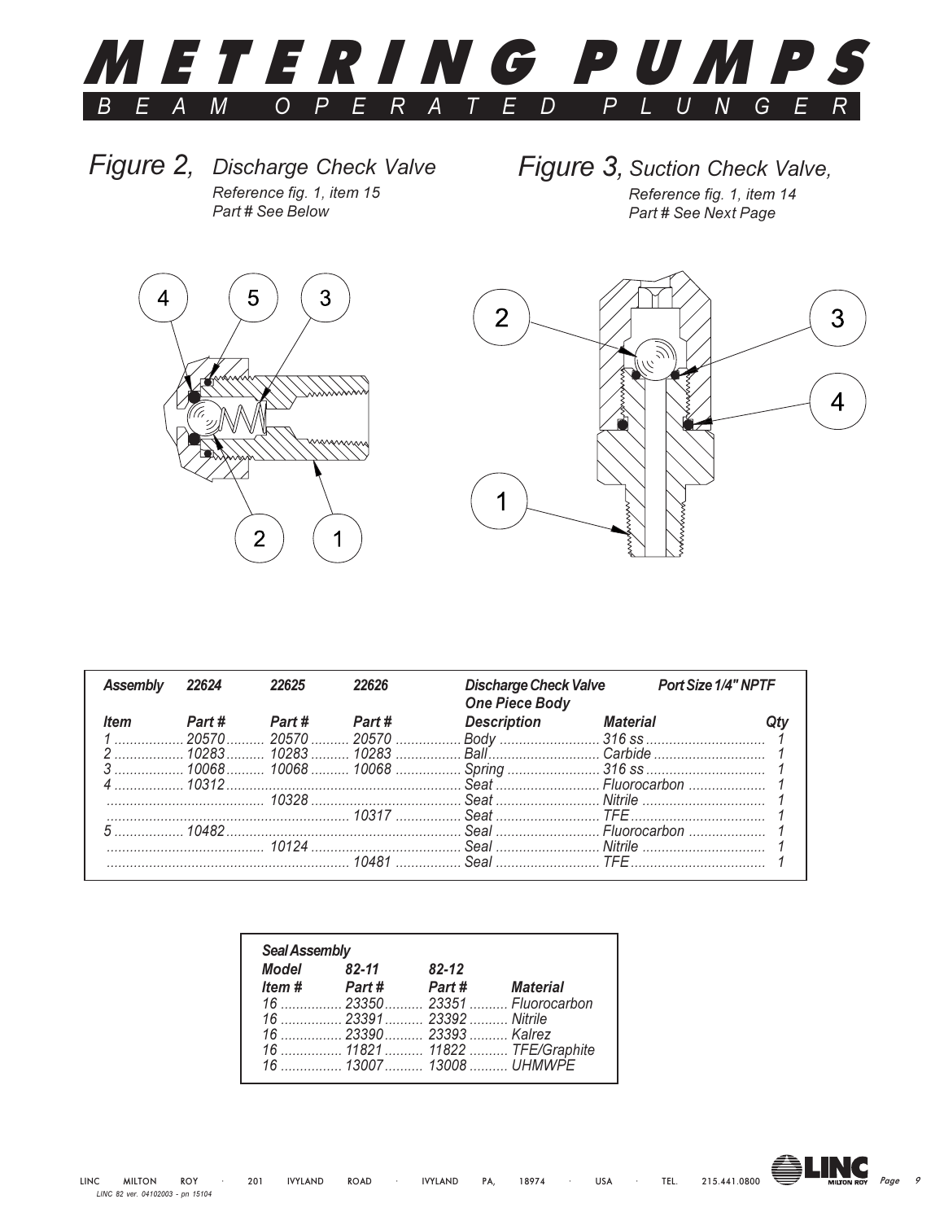# METERING PUMPS

## BEAM OPERATED PLUNGER

### Figure 2, *Discharge Check Valve*

*Reference fig. 1, item 15*
*Part # See Below*

### Figure 3, *Suction Check Valve,*

*Reference fig. 1, item 14*
*Part # See Next Page*

| Assembly | 22624 | 22625 | 22626 | Discharge Check Valve One Piece Body | Port Size 1/4" NPTF | |
|---|---|---|---|---|---|---|
| **Item** | **Part #** | **Part #** | **Part #** | **Description** | **Material** | **Qty** |
| 1 | 20570 | 20570 | 20570 | Body | 316 ss | 1 |
| 2 | 10283 | 10283 | 10283 | Ball | Carbide | 1 |
| 3 | 10068 | 10068 | 10068 | Spring | 316 ss | 1 |
| 4 | 10312 | | | Seat | Fluorocarbon | 1 |
| | | 10328 | | Seat | Nitrile | 1 |
| | | | 10317 | Seat | TFE | 1 |
| 5 | 10482 | | | Seal | Fluorocarbon | 1 |
| | | 10124 | | Seal | Nitrile | 1 |
| | | | 10481 | Seal | TFE | 1 |

| Seal Assembly | | | |
|---|---|---|---|
| **Model** | **82-11** | **82-12** | |
| **Item #** | **Part #** | **Part #** | **Material** |
| 16 | 23350 | 23351 | Fluorocarbon |
| 16 | 23391 | 23392 | Nitrile |
| 16 | 23390 | 23393 | Kalrez |
| 16 | 11821 | 11822 | TFE/Graphite |
| 16 | 13007 | 13008 | UHMWPE |

LINC MILTON ROY · 201 IVYLAND ROAD · IVYLAND PA, 18974 · USA · TEL. 215.441.0800

*LINC 82 ver. 04102003 - pn 15104*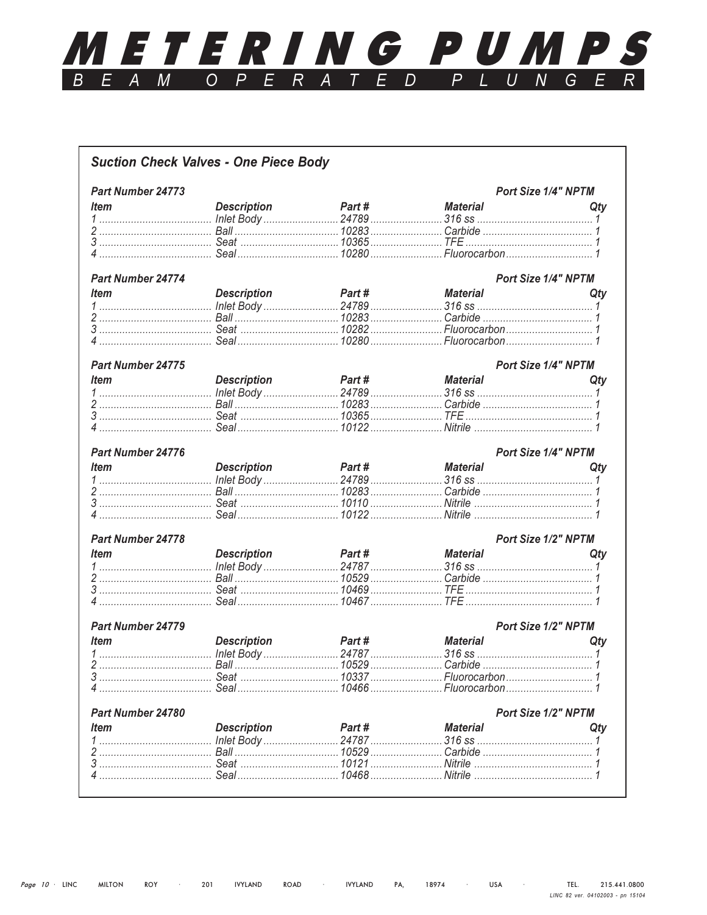# METERING PUMPS

## BEAM OPERATED PLUNGER

### Suction Check Valves - One Piece Body

**Part Number 24773** — Port Size 1/4" NPTM

| Item | Description | Part # | Material | Qty |
|---|---|---|---|---|
| 1 | Inlet Body | 24789 | 316 ss | 1 |
| 2 | Ball | 10283 | Carbide | 1 |
| 3 | Seat | 10365 | TFE | 1 |
| 4 | Seal | 10280 | Fluorocarbon | 1 |

**Part Number 24774** — Port Size 1/4" NPTM

| Item | Description | Part # | Material | Qty |
|---|---|---|---|---|
| 1 | Inlet Body | 24789 | 316 ss | 1 |
| 2 | Ball | 10283 | Carbide | 1 |
| 3 | Seat | 10282 | Fluorocarbon | 1 |
| 4 | Seal | 10280 | Fluorocarbon | 1 |

**Part Number 24775** — Port Size 1/4" NPTM

| Item | Description | Part # | Material | Qty |
|---|---|---|---|---|
| 1 | Inlet Body | 24789 | 316 ss | 1 |
| 2 | Ball | 10283 | Carbide | 1 |
| 3 | Seat | 10365 | TFE | 1 |
| 4 | Seal | 10122 | Nitrile | 1 |

**Part Number 24776** — Port Size 1/4" NPTM

| Item | Description | Part # | Material | Qty |
|---|---|---|---|---|
| 1 | Inlet Body | 24789 | 316 ss | 1 |
| 2 | Ball | 10283 | Carbide | 1 |
| 3 | Seat | 10110 | Nitrile | 1 |
| 4 | Seal | 10122 | Nitrile | 1 |

**Part Number 24778** — Port Size 1/2" NPTM

| Item | Description | Part # | Material | Qty |
|---|---|---|---|---|
| 1 | Inlet Body | 24787 | 316 ss | 1 |
| 2 | Ball | 10529 | Carbide | 1 |
| 3 | Seat | 10469 | TFE | 1 |
| 4 | Seal | 10467 | TFE | 1 |

**Part Number 24779** — Port Size 1/2" NPTM

| Item | Description | Part # | Material | Qty |
|---|---|---|---|---|
| 1 | Inlet Body | 24787 | 316 ss | 1 |
| 2 | Ball | 10529 | Carbide | 1 |
| 3 | Seat | 10337 | Fluorocarbon | 1 |
| 4 | Seal | 10466 | Fluorocarbon | 1 |

**Part Number 24780** — Port Size 1/2" NPTM

| Item | Description | Part # | Material | Qty |
|---|---|---|---|---|
| 1 | Inlet Body | 24787 | 316 ss | 1 |
| 2 | Ball | 10529 | Carbide | 1 |
| 3 | Seat | 10121 | Nitrile | 1 |
| 4 | Seal | 10468 | Nitrile | 1 |

LINC MILTON ROY · 201 IVYLAND ROAD · IVYLAND PA, 18974 · USA · TEL. 215.441.0800

LINC 82 ver. 04102003 - pn 15104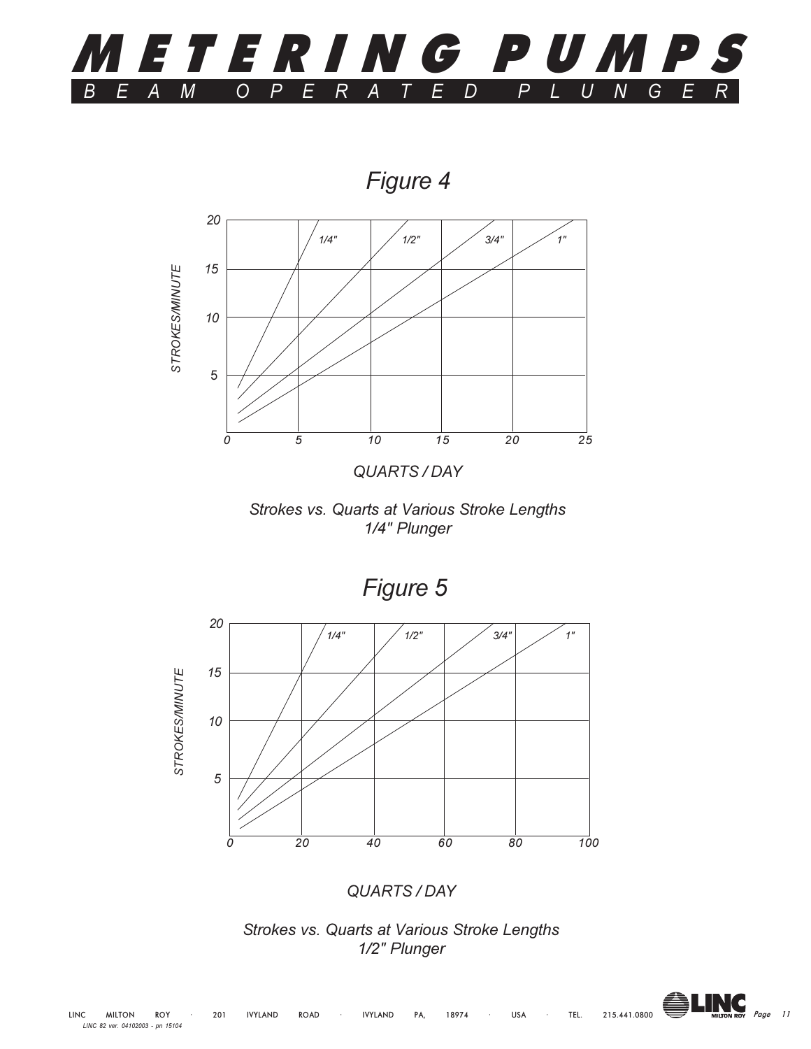## Figure 4

Strokes vs. Quarts at Various Stroke Lengths
1/4" Plunger

## Figure 5

Strokes vs. Quarts at Various Stroke Lengths
1/2" Plunger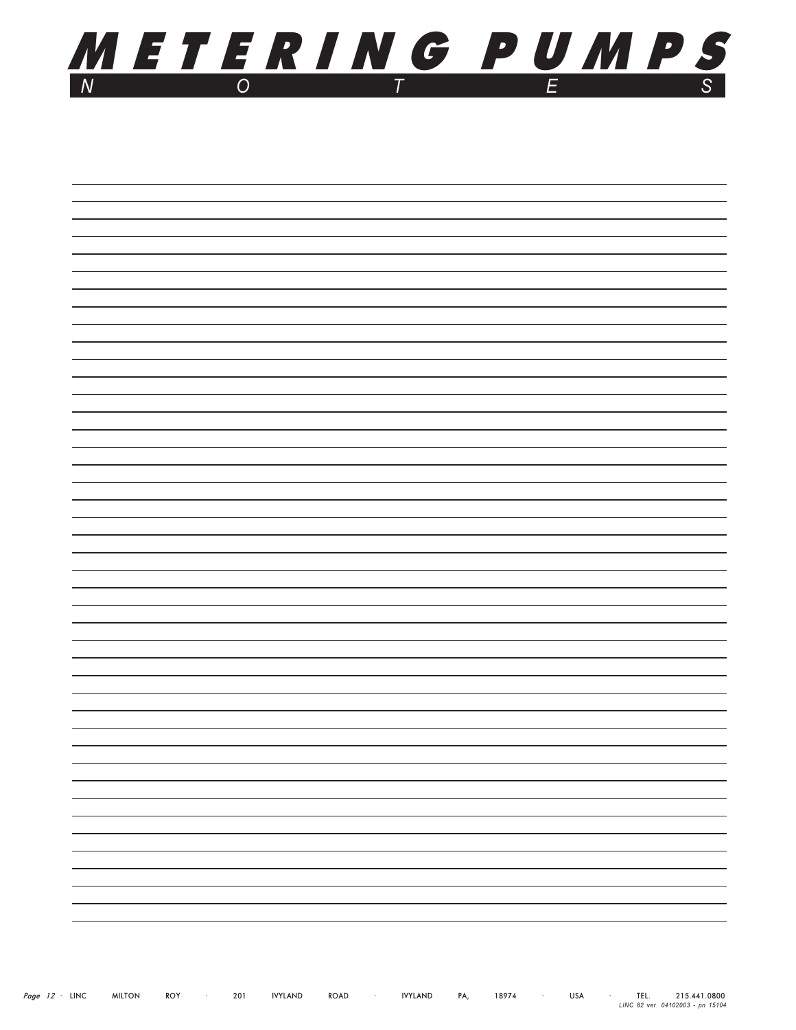# METERING PUMPS

## NOTES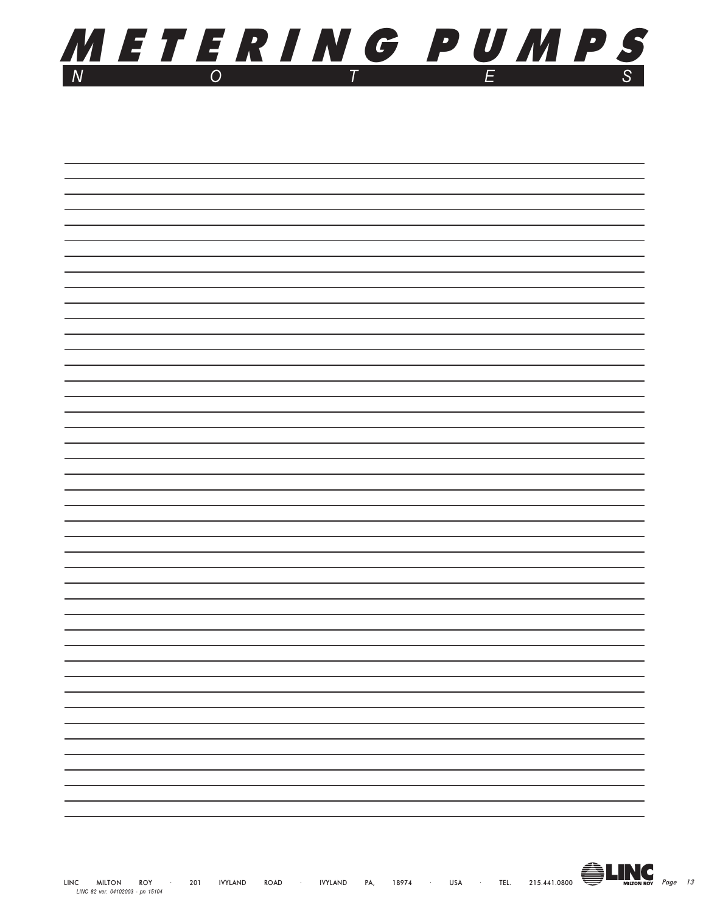# METERING PUMPS

## N O T E S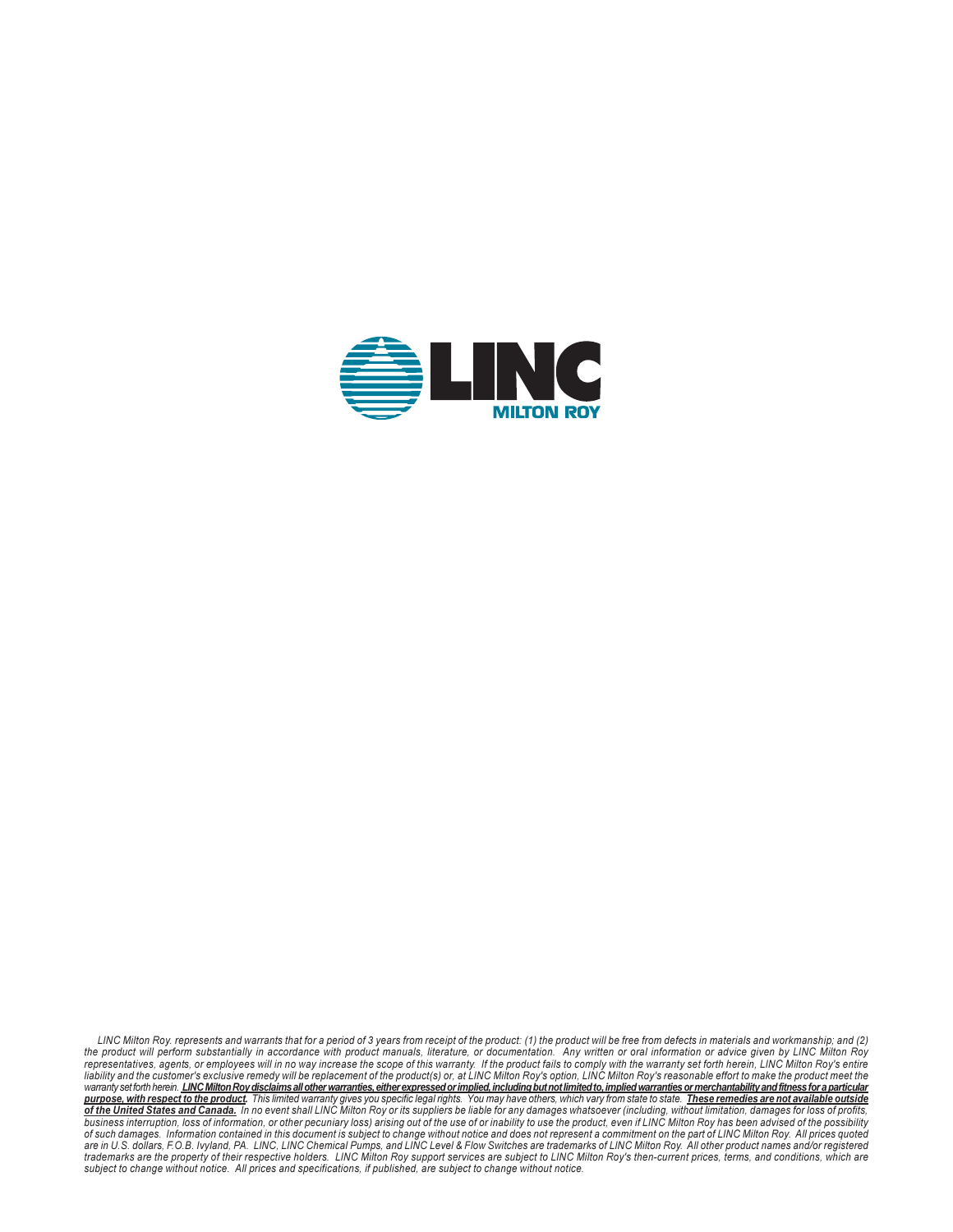LINC

MILTON ROY

*LINC Milton Roy. represents and warrants that for a period of 3 years from receipt of the product: (1) the product will be free from defects in materials and workmanship; and (2) the product will perform substantially in accordance with product manuals, literature, or documentation. Any written or oral information or advice given by LINC Milton Roy representatives, agents, or employees will in no way increase the scope of this warranty. If the product fails to comply with the warranty set forth herein, LINC Milton Roy's entire liability and the customer's exclusive remedy will be replacement of the product(s) or, at LINC Milton Roy's option, LINC Milton Roy's reasonable effort to make the product meet the warranty set forth herein.* ***LINC Milton Roy disclaims all other warranties, either expressed or implied, including but not limited to, implied warranties or merchantability and fitness for a particular purpose, with respect to the product.*** *This limited warranty gives you specific legal rights. You may have others, which vary from state to state.* ***These remedies are not available outside of the United States and Canada.*** *In no event shall LINC Milton Roy or its suppliers be liable for any damages whatsoever (including, without limitation, damages for loss of profits, business interruption, loss of information, or other pecuniary loss) arising out of the use of or inability to use the product, even if LINC Milton Roy has been advised of the possibility of such damages. Information contained in this document is subject to change without notice and does not represent a commitment on the part of LINC Milton Roy. All prices quoted are in U.S. dollars, F.O.B. Ivyland, PA. LINC, LINC Chemical Pumps, and LINC Level & Flow Switches are trademarks of LINC Milton Roy. All other product names and/or registered trademarks are the property of their respective holders. LINC Milton Roy support services are subject to LINC Milton Roy's then-current prices, terms, and conditions, which are subject to change without notice. All prices and specifications, if published, are subject to change without notice.*